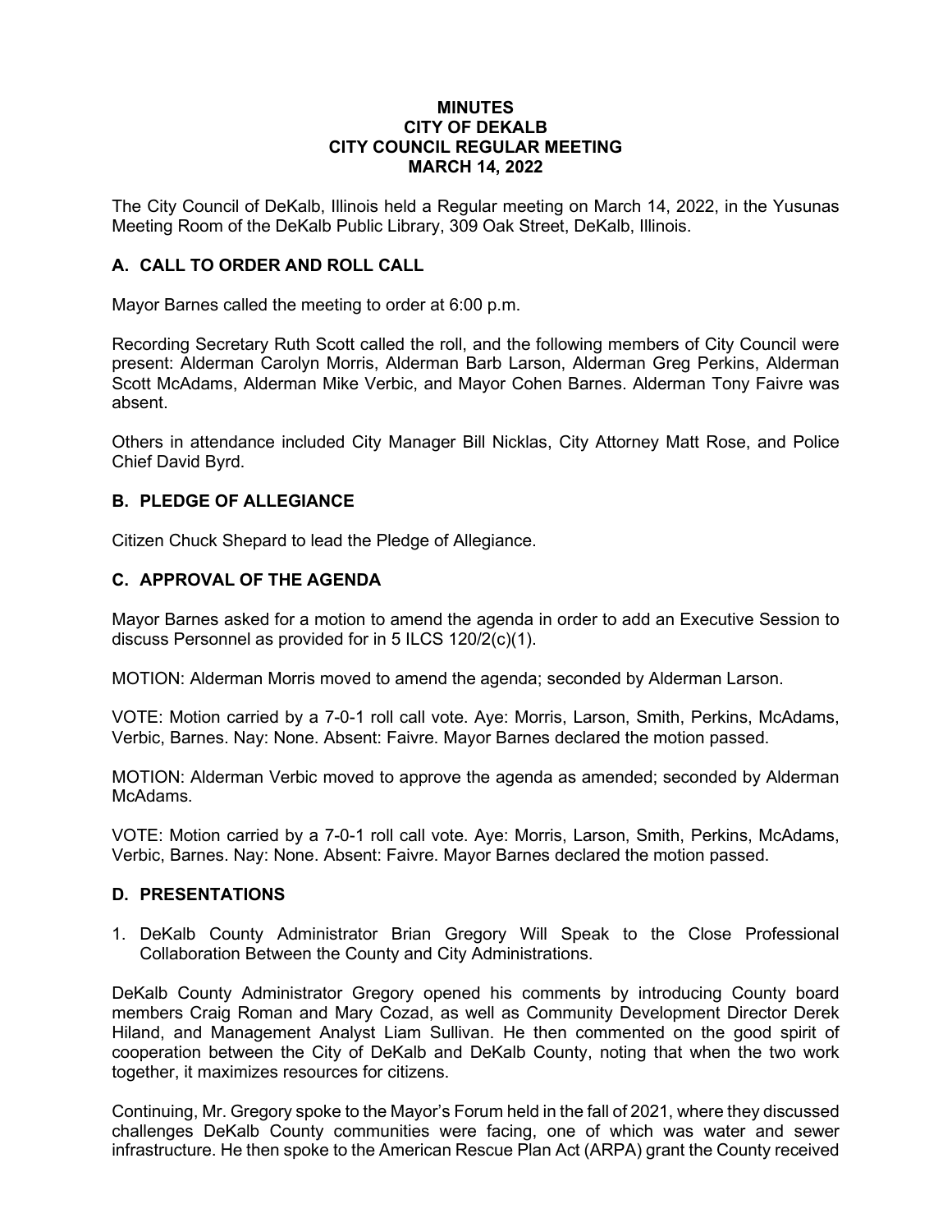**MINUTES**
**CITY OF DEKALB**
**CITY COUNCIL REGULAR MEETING**
**MARCH 14, 2022**

The City Council of DeKalb, Illinois held a Regular meeting on March 14, 2022, in the Yusunas Meeting Room of the DeKalb Public Library, 309 Oak Street, DeKalb, Illinois.

## A. CALL TO ORDER AND ROLL CALL

Mayor Barnes called the meeting to order at 6:00 p.m.

Recording Secretary Ruth Scott called the roll, and the following members of City Council were present: Alderman Carolyn Morris, Alderman Barb Larson, Alderman Greg Perkins, Alderman Scott McAdams, Alderman Mike Verbic, and Mayor Cohen Barnes. Alderman Tony Faivre was absent.

Others in attendance included City Manager Bill Nicklas, City Attorney Matt Rose, and Police Chief David Byrd.

## B. PLEDGE OF ALLEGIANCE

Citizen Chuck Shepard to lead the Pledge of Allegiance.

## C. APPROVAL OF THE AGENDA

Mayor Barnes asked for a motion to amend the agenda in order to add an Executive Session to discuss Personnel as provided for in 5 ILCS 120/2(c)(1).

MOTION: Alderman Morris moved to amend the agenda; seconded by Alderman Larson.

VOTE: Motion carried by a 7-0-1 roll call vote. Aye: Morris, Larson, Smith, Perkins, McAdams, Verbic, Barnes. Nay: None. Absent: Faivre. Mayor Barnes declared the motion passed.

MOTION: Alderman Verbic moved to approve the agenda as amended; seconded by Alderman McAdams.

VOTE: Motion carried by a 7-0-1 roll call vote. Aye: Morris, Larson, Smith, Perkins, McAdams, Verbic, Barnes. Nay: None. Absent: Faivre. Mayor Barnes declared the motion passed.

## D. PRESENTATIONS

1. DeKalb County Administrator Brian Gregory Will Speak to the Close Professional Collaboration Between the County and City Administrations.

DeKalb County Administrator Gregory opened his comments by introducing County board members Craig Roman and Mary Cozad, as well as Community Development Director Derek Hiland, and Management Analyst Liam Sullivan. He then commented on the good spirit of cooperation between the City of DeKalb and DeKalb County, noting that when the two work together, it maximizes resources for citizens.

Continuing, Mr. Gregory spoke to the Mayor's Forum held in the fall of 2021, where they discussed challenges DeKalb County communities were facing, one of which was water and sewer infrastructure. He then spoke to the American Rescue Plan Act (ARPA) grant the County received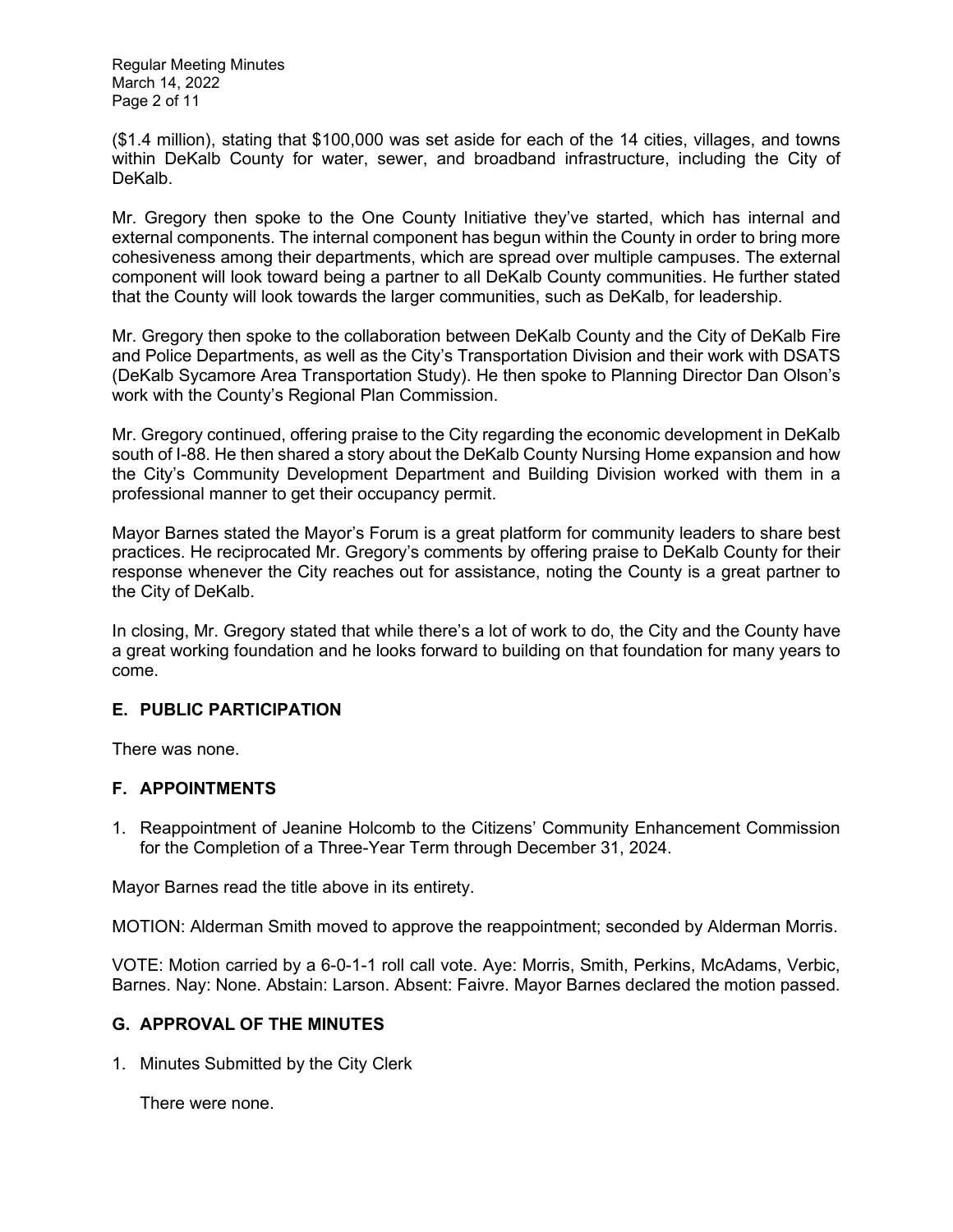($1.4 million), stating that $100,000 was set aside for each of the 14 cities, villages, and towns within DeKalb County for water, sewer, and broadband infrastructure, including the City of DeKalb.

Mr. Gregory then spoke to the One County Initiative they've started, which has internal and external components. The internal component has begun within the County in order to bring more cohesiveness among their departments, which are spread over multiple campuses. The external component will look toward being a partner to all DeKalb County communities. He further stated that the County will look towards the larger communities, such as DeKalb, for leadership.

Mr. Gregory then spoke to the collaboration between DeKalb County and the City of DeKalb Fire and Police Departments, as well as the City's Transportation Division and their work with DSATS (DeKalb Sycamore Area Transportation Study). He then spoke to Planning Director Dan Olson's work with the County's Regional Plan Commission.

Mr. Gregory continued, offering praise to the City regarding the economic development in DeKalb south of I-88. He then shared a story about the DeKalb County Nursing Home expansion and how the City's Community Development Department and Building Division worked with them in a professional manner to get their occupancy permit.

Mayor Barnes stated the Mayor's Forum is a great platform for community leaders to share best practices. He reciprocated Mr. Gregory's comments by offering praise to DeKalb County for their response whenever the City reaches out for assistance, noting the County is a great partner to the City of DeKalb.

In closing, Mr. Gregory stated that while there's a lot of work to do, the City and the County have a great working foundation and he looks forward to building on that foundation for many years to come.

## E. PUBLIC PARTICIPATION

There was none.

## F. APPOINTMENTS

1. Reappointment of Jeanine Holcomb to the Citizens' Community Enhancement Commission for the Completion of a Three-Year Term through December 31, 2024.

Mayor Barnes read the title above in its entirety.

MOTION: Alderman Smith moved to approve the reappointment; seconded by Alderman Morris.

VOTE: Motion carried by a 6-0-1-1 roll call vote. Aye: Morris, Smith, Perkins, McAdams, Verbic, Barnes. Nay: None. Abstain: Larson. Absent: Faivre. Mayor Barnes declared the motion passed.

## G. APPROVAL OF THE MINUTES

1. Minutes Submitted by the City Clerk

   There were none.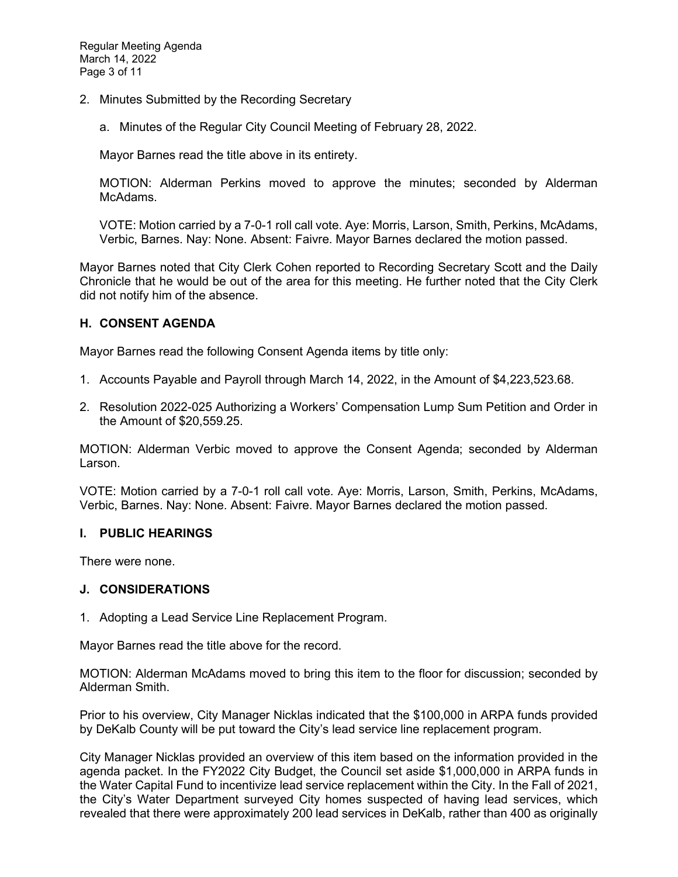2. Minutes Submitted by the Recording Secretary

   a. Minutes of the Regular City Council Meeting of February 28, 2022.

   Mayor Barnes read the title above in its entirety.

   MOTION: Alderman Perkins moved to approve the minutes; seconded by Alderman McAdams.

   VOTE: Motion carried by a 7-0-1 roll call vote. Aye: Morris, Larson, Smith, Perkins, McAdams, Verbic, Barnes. Nay: None. Absent: Faivre. Mayor Barnes declared the motion passed.

Mayor Barnes noted that City Clerk Cohen reported to Recording Secretary Scott and the Daily Chronicle that he would be out of the area for this meeting. He further noted that the City Clerk did not notify him of the absence.

## H. CONSENT AGENDA

Mayor Barnes read the following Consent Agenda items by title only:

1. Accounts Payable and Payroll through March 14, 2022, in the Amount of $4,223,523.68.
2. Resolution 2022-025 Authorizing a Workers' Compensation Lump Sum Petition and Order in the Amount of $20,559.25.

MOTION: Alderman Verbic moved to approve the Consent Agenda; seconded by Alderman Larson.

VOTE: Motion carried by a 7-0-1 roll call vote. Aye: Morris, Larson, Smith, Perkins, McAdams, Verbic, Barnes. Nay: None. Absent: Faivre. Mayor Barnes declared the motion passed.

## I. PUBLIC HEARINGS

There were none.

## J. CONSIDERATIONS

1. Adopting a Lead Service Line Replacement Program.

Mayor Barnes read the title above for the record.

MOTION: Alderman McAdams moved to bring this item to the floor for discussion; seconded by Alderman Smith.

Prior to his overview, City Manager Nicklas indicated that the $100,000 in ARPA funds provided by DeKalb County will be put toward the City's lead service line replacement program.

City Manager Nicklas provided an overview of this item based on the information provided in the agenda packet. In the FY2022 City Budget, the Council set aside $1,000,000 in ARPA funds in the Water Capital Fund to incentivize lead service replacement within the City. In the Fall of 2021, the City's Water Department surveyed City homes suspected of having lead services, which revealed that there were approximately 200 lead services in DeKalb, rather than 400 as originally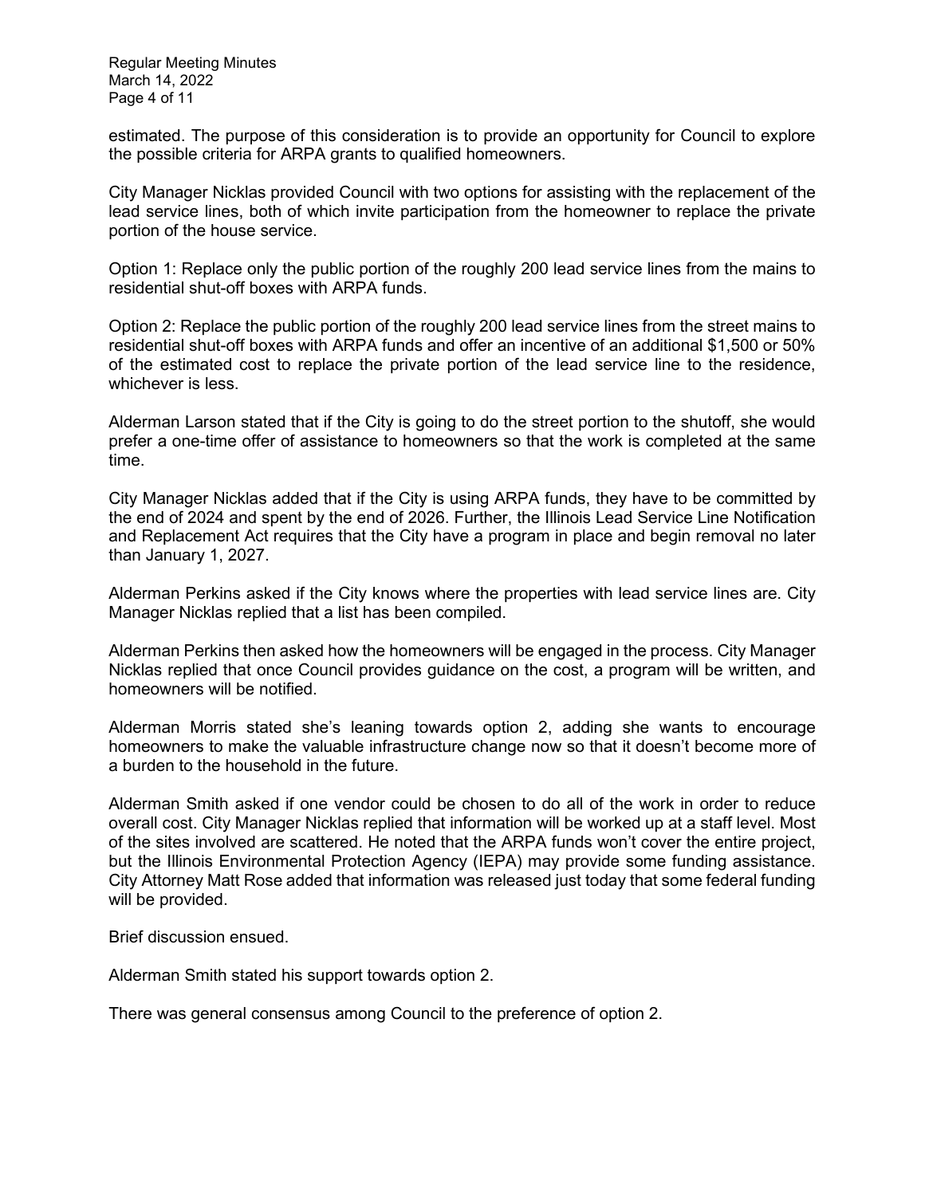estimated. The purpose of this consideration is to provide an opportunity for Council to explore the possible criteria for ARPA grants to qualified homeowners.

City Manager Nicklas provided Council with two options for assisting with the replacement of the lead service lines, both of which invite participation from the homeowner to replace the private portion of the house service.

Option 1: Replace only the public portion of the roughly 200 lead service lines from the mains to residential shut-off boxes with ARPA funds.

Option 2: Replace the public portion of the roughly 200 lead service lines from the street mains to residential shut-off boxes with ARPA funds and offer an incentive of an additional $1,500 or 50% of the estimated cost to replace the private portion of the lead service line to the residence, whichever is less.

Alderman Larson stated that if the City is going to do the street portion to the shutoff, she would prefer a one-time offer of assistance to homeowners so that the work is completed at the same time.

City Manager Nicklas added that if the City is using ARPA funds, they have to be committed by the end of 2024 and spent by the end of 2026. Further, the Illinois Lead Service Line Notification and Replacement Act requires that the City have a program in place and begin removal no later than January 1, 2027.

Alderman Perkins asked if the City knows where the properties with lead service lines are. City Manager Nicklas replied that a list has been compiled.

Alderman Perkins then asked how the homeowners will be engaged in the process. City Manager Nicklas replied that once Council provides guidance on the cost, a program will be written, and homeowners will be notified.

Alderman Morris stated she's leaning towards option 2, adding she wants to encourage homeowners to make the valuable infrastructure change now so that it doesn't become more of a burden to the household in the future.

Alderman Smith asked if one vendor could be chosen to do all of the work in order to reduce overall cost. City Manager Nicklas replied that information will be worked up at a staff level. Most of the sites involved are scattered. He noted that the ARPA funds won't cover the entire project, but the Illinois Environmental Protection Agency (IEPA) may provide some funding assistance. City Attorney Matt Rose added that information was released just today that some federal funding will be provided.

Brief discussion ensued.

Alderman Smith stated his support towards option 2.

There was general consensus among Council to the preference of option 2.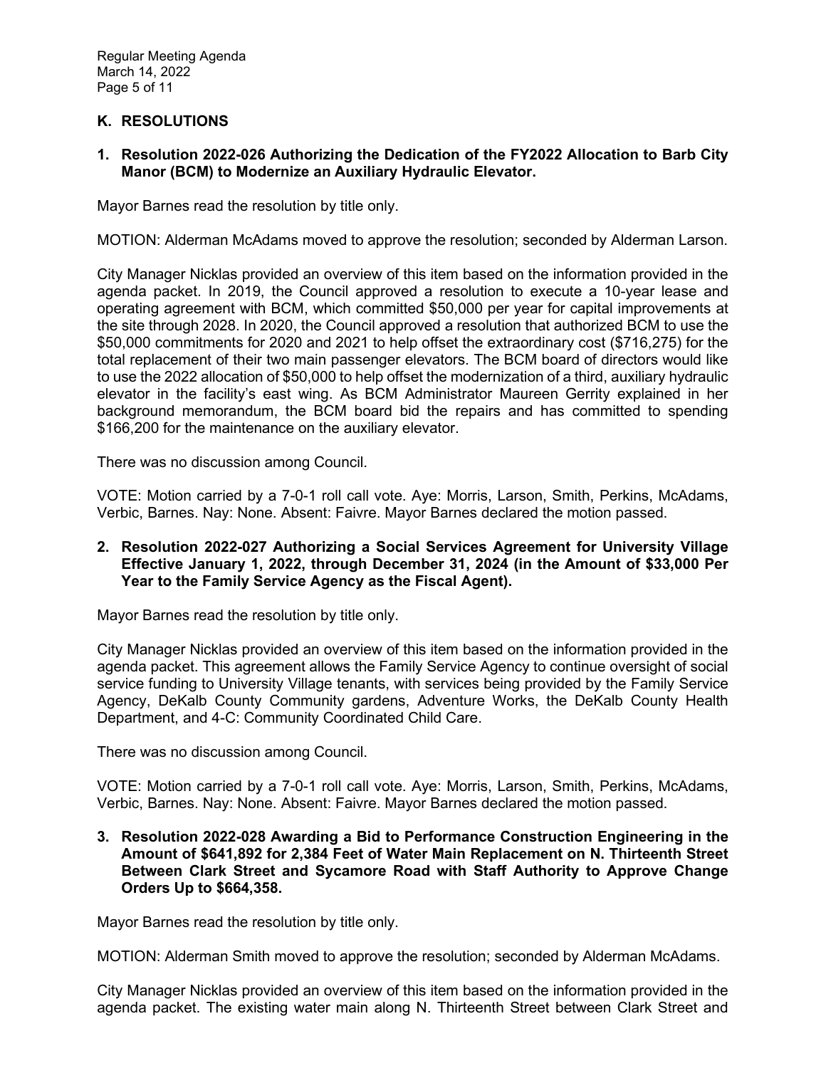## K. RESOLUTIONS

**1. Resolution 2022-026 Authorizing the Dedication of the FY2022 Allocation to Barb City Manor (BCM) to Modernize an Auxiliary Hydraulic Elevator.**

Mayor Barnes read the resolution by title only.

MOTION: Alderman McAdams moved to approve the resolution; seconded by Alderman Larson.

City Manager Nicklas provided an overview of this item based on the information provided in the agenda packet. In 2019, the Council approved a resolution to execute a 10-year lease and operating agreement with BCM, which committed $50,000 per year for capital improvements at the site through 2028. In 2020, the Council approved a resolution that authorized BCM to use the $50,000 commitments for 2020 and 2021 to help offset the extraordinary cost ($716,275) for the total replacement of their two main passenger elevators. The BCM board of directors would like to use the 2022 allocation of $50,000 to help offset the modernization of a third, auxiliary hydraulic elevator in the facility's east wing. As BCM Administrator Maureen Gerrity explained in her background memorandum, the BCM board bid the repairs and has committed to spending $166,200 for the maintenance on the auxiliary elevator.

There was no discussion among Council.

VOTE: Motion carried by a 7-0-1 roll call vote. Aye: Morris, Larson, Smith, Perkins, McAdams, Verbic, Barnes. Nay: None. Absent: Faivre. Mayor Barnes declared the motion passed.

**2. Resolution 2022-027 Authorizing a Social Services Agreement for University Village Effective January 1, 2022, through December 31, 2024 (in the Amount of $33,000 Per Year to the Family Service Agency as the Fiscal Agent).**

Mayor Barnes read the resolution by title only.

City Manager Nicklas provided an overview of this item based on the information provided in the agenda packet. This agreement allows the Family Service Agency to continue oversight of social service funding to University Village tenants, with services being provided by the Family Service Agency, DeKalb County Community gardens, Adventure Works, the DeKalb County Health Department, and 4-C: Community Coordinated Child Care.

There was no discussion among Council.

VOTE: Motion carried by a 7-0-1 roll call vote. Aye: Morris, Larson, Smith, Perkins, McAdams, Verbic, Barnes. Nay: None. Absent: Faivre. Mayor Barnes declared the motion passed.

**3. Resolution 2022-028 Awarding a Bid to Performance Construction Engineering in the Amount of $641,892 for 2,384 Feet of Water Main Replacement on N. Thirteenth Street Between Clark Street and Sycamore Road with Staff Authority to Approve Change Orders Up to $664,358.**

Mayor Barnes read the resolution by title only.

MOTION: Alderman Smith moved to approve the resolution; seconded by Alderman McAdams.

City Manager Nicklas provided an overview of this item based on the information provided in the agenda packet. The existing water main along N. Thirteenth Street between Clark Street and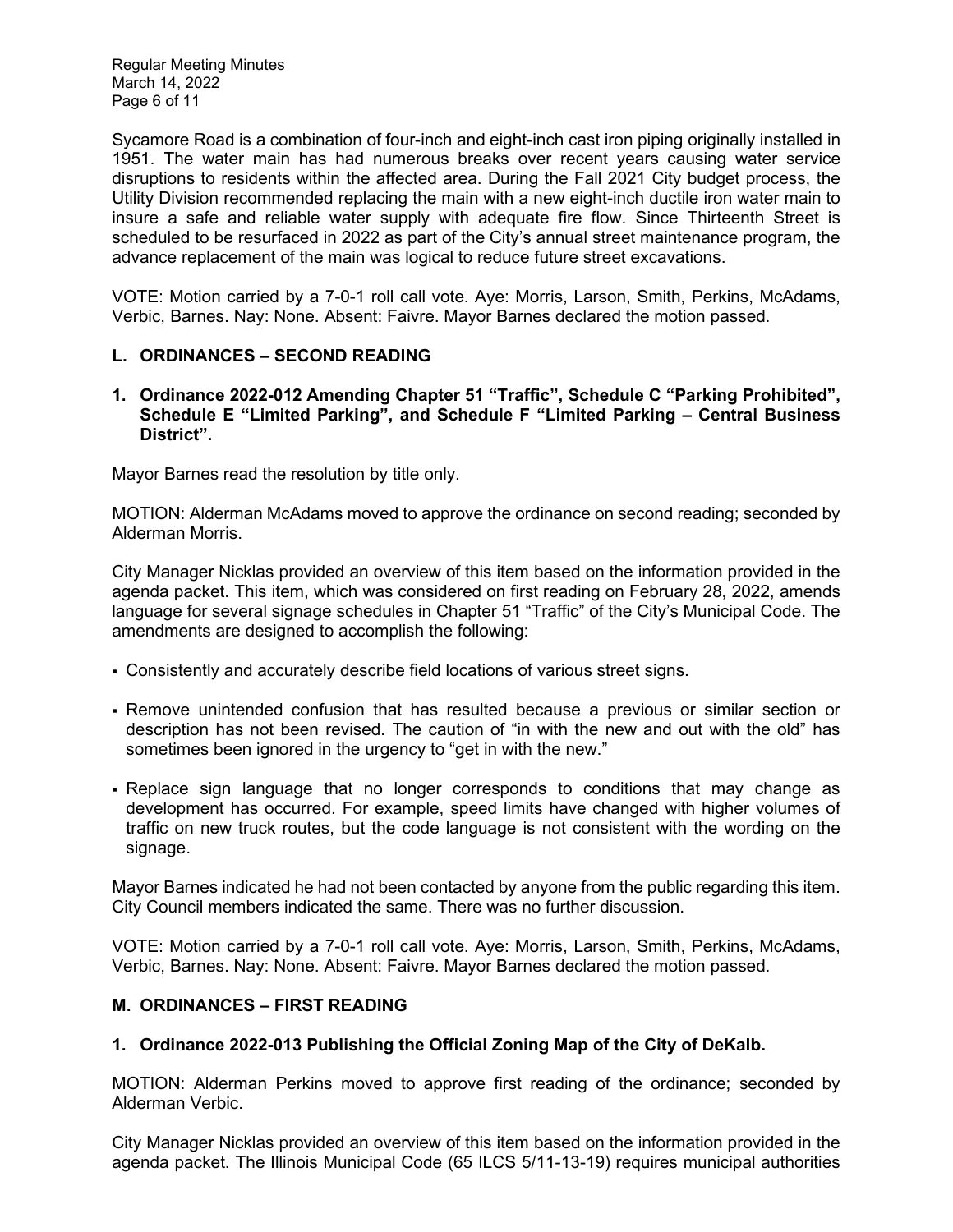Sycamore Road is a combination of four-inch and eight-inch cast iron piping originally installed in 1951. The water main has had numerous breaks over recent years causing water service disruptions to residents within the affected area. During the Fall 2021 City budget process, the Utility Division recommended replacing the main with a new eight-inch ductile iron water main to insure a safe and reliable water supply with adequate fire flow. Since Thirteenth Street is scheduled to be resurfaced in 2022 as part of the City's annual street maintenance program, the advance replacement of the main was logical to reduce future street excavations.

VOTE: Motion carried by a 7-0-1 roll call vote. Aye: Morris, Larson, Smith, Perkins, McAdams, Verbic, Barnes. Nay: None. Absent: Faivre. Mayor Barnes declared the motion passed.

## L. ORDINANCES – SECOND READING

### 1. Ordinance 2022-012 Amending Chapter 51 "Traffic", Schedule C "Parking Prohibited", Schedule E "Limited Parking", and Schedule F "Limited Parking – Central Business District".

Mayor Barnes read the resolution by title only.

MOTION: Alderman McAdams moved to approve the ordinance on second reading; seconded by Alderman Morris.

City Manager Nicklas provided an overview of this item based on the information provided in the agenda packet. This item, which was considered on first reading on February 28, 2022, amends language for several signage schedules in Chapter 51 "Traffic" of the City's Municipal Code. The amendments are designed to accomplish the following:

- Consistently and accurately describe field locations of various street signs.
- Remove unintended confusion that has resulted because a previous or similar section or description has not been revised. The caution of "in with the new and out with the old" has sometimes been ignored in the urgency to "get in with the new."
- Replace sign language that no longer corresponds to conditions that may change as development has occurred. For example, speed limits have changed with higher volumes of traffic on new truck routes, but the code language is not consistent with the wording on the signage.

Mayor Barnes indicated he had not been contacted by anyone from the public regarding this item. City Council members indicated the same. There was no further discussion.

VOTE: Motion carried by a 7-0-1 roll call vote. Aye: Morris, Larson, Smith, Perkins, McAdams, Verbic, Barnes. Nay: None. Absent: Faivre. Mayor Barnes declared the motion passed.

## M. ORDINANCES – FIRST READING

### 1. Ordinance 2022-013 Publishing the Official Zoning Map of the City of DeKalb.

MOTION: Alderman Perkins moved to approve first reading of the ordinance; seconded by Alderman Verbic.

City Manager Nicklas provided an overview of this item based on the information provided in the agenda packet. The Illinois Municipal Code (65 ILCS 5/11-13-19) requires municipal authorities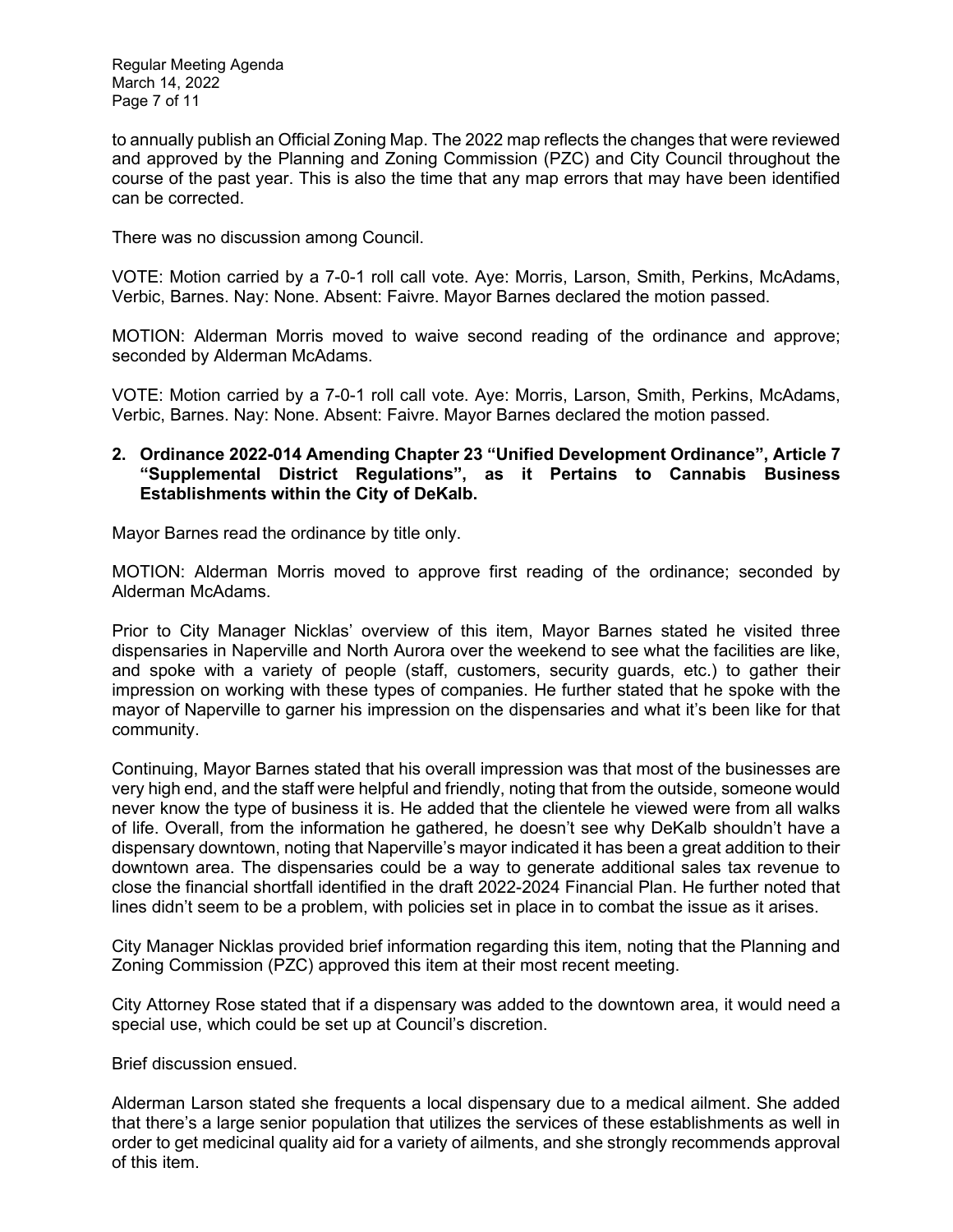to annually publish an Official Zoning Map. The 2022 map reflects the changes that were reviewed and approved by the Planning and Zoning Commission (PZC) and City Council throughout the course of the past year. This is also the time that any map errors that may have been identified can be corrected.

There was no discussion among Council.

VOTE: Motion carried by a 7-0-1 roll call vote. Aye: Morris, Larson, Smith, Perkins, McAdams, Verbic, Barnes. Nay: None. Absent: Faivre. Mayor Barnes declared the motion passed.

MOTION: Alderman Morris moved to waive second reading of the ordinance and approve; seconded by Alderman McAdams.

VOTE: Motion carried by a 7-0-1 roll call vote. Aye: Morris, Larson, Smith, Perkins, McAdams, Verbic, Barnes. Nay: None. Absent: Faivre. Mayor Barnes declared the motion passed.

**2. Ordinance 2022-014 Amending Chapter 23 "Unified Development Ordinance", Article 7 "Supplemental District Regulations", as it Pertains to Cannabis Business Establishments within the City of DeKalb.**

Mayor Barnes read the ordinance by title only.

MOTION: Alderman Morris moved to approve first reading of the ordinance; seconded by Alderman McAdams.

Prior to City Manager Nicklas' overview of this item, Mayor Barnes stated he visited three dispensaries in Naperville and North Aurora over the weekend to see what the facilities are like, and spoke with a variety of people (staff, customers, security guards, etc.) to gather their impression on working with these types of companies. He further stated that he spoke with the mayor of Naperville to garner his impression on the dispensaries and what it's been like for that community.

Continuing, Mayor Barnes stated that his overall impression was that most of the businesses are very high end, and the staff were helpful and friendly, noting that from the outside, someone would never know the type of business it is. He added that the clientele he viewed were from all walks of life. Overall, from the information he gathered, he doesn't see why DeKalb shouldn't have a dispensary downtown, noting that Naperville's mayor indicated it has been a great addition to their downtown area. The dispensaries could be a way to generate additional sales tax revenue to close the financial shortfall identified in the draft 2022-2024 Financial Plan. He further noted that lines didn't seem to be a problem, with policies set in place in to combat the issue as it arises.

City Manager Nicklas provided brief information regarding this item, noting that the Planning and Zoning Commission (PZC) approved this item at their most recent meeting.

City Attorney Rose stated that if a dispensary was added to the downtown area, it would need a special use, which could be set up at Council's discretion.

Brief discussion ensued.

Alderman Larson stated she frequents a local dispensary due to a medical ailment. She added that there's a large senior population that utilizes the services of these establishments as well in order to get medicinal quality aid for a variety of ailments, and she strongly recommends approval of this item.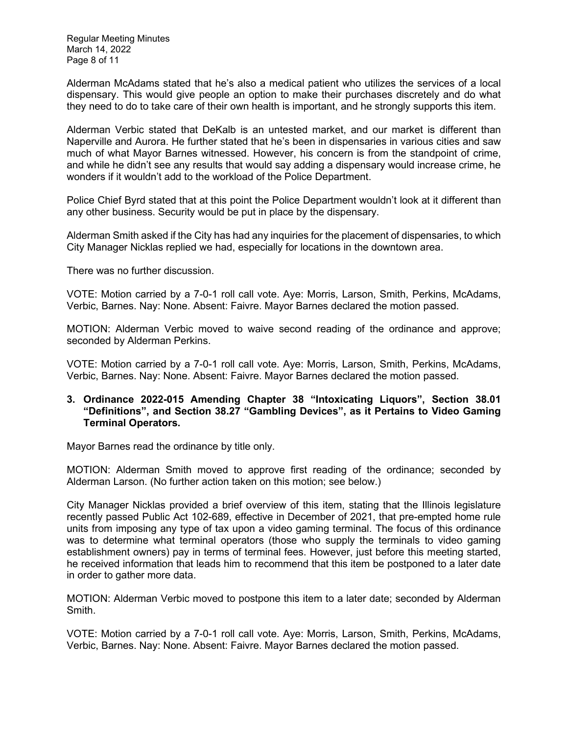Alderman McAdams stated that he's also a medical patient who utilizes the services of a local dispensary. This would give people an option to make their purchases discretely and do what they need to do to take care of their own health is important, and he strongly supports this item.

Alderman Verbic stated that DeKalb is an untested market, and our market is different than Naperville and Aurora. He further stated that he's been in dispensaries in various cities and saw much of what Mayor Barnes witnessed. However, his concern is from the standpoint of crime, and while he didn't see any results that would say adding a dispensary would increase crime, he wonders if it wouldn't add to the workload of the Police Department.

Police Chief Byrd stated that at this point the Police Department wouldn't look at it different than any other business. Security would be put in place by the dispensary.

Alderman Smith asked if the City has had any inquiries for the placement of dispensaries, to which City Manager Nicklas replied we had, especially for locations in the downtown area.

There was no further discussion.

VOTE: Motion carried by a 7-0-1 roll call vote. Aye: Morris, Larson, Smith, Perkins, McAdams, Verbic, Barnes. Nay: None. Absent: Faivre. Mayor Barnes declared the motion passed.

MOTION: Alderman Verbic moved to waive second reading of the ordinance and approve; seconded by Alderman Perkins.

VOTE: Motion carried by a 7-0-1 roll call vote. Aye: Morris, Larson, Smith, Perkins, McAdams, Verbic, Barnes. Nay: None. Absent: Faivre. Mayor Barnes declared the motion passed.

**3. Ordinance 2022-015 Amending Chapter 38 "Intoxicating Liquors", Section 38.01 "Definitions", and Section 38.27 "Gambling Devices", as it Pertains to Video Gaming Terminal Operators.**

Mayor Barnes read the ordinance by title only.

MOTION: Alderman Smith moved to approve first reading of the ordinance; seconded by Alderman Larson. (No further action taken on this motion; see below.)

City Manager Nicklas provided a brief overview of this item, stating that the Illinois legislature recently passed Public Act 102-689, effective in December of 2021, that pre-empted home rule units from imposing any type of tax upon a video gaming terminal. The focus of this ordinance was to determine what terminal operators (those who supply the terminals to video gaming establishment owners) pay in terms of terminal fees. However, just before this meeting started, he received information that leads him to recommend that this item be postponed to a later date in order to gather more data.

MOTION: Alderman Verbic moved to postpone this item to a later date; seconded by Alderman Smith.

VOTE: Motion carried by a 7-0-1 roll call vote. Aye: Morris, Larson, Smith, Perkins, McAdams, Verbic, Barnes. Nay: None. Absent: Faivre. Mayor Barnes declared the motion passed.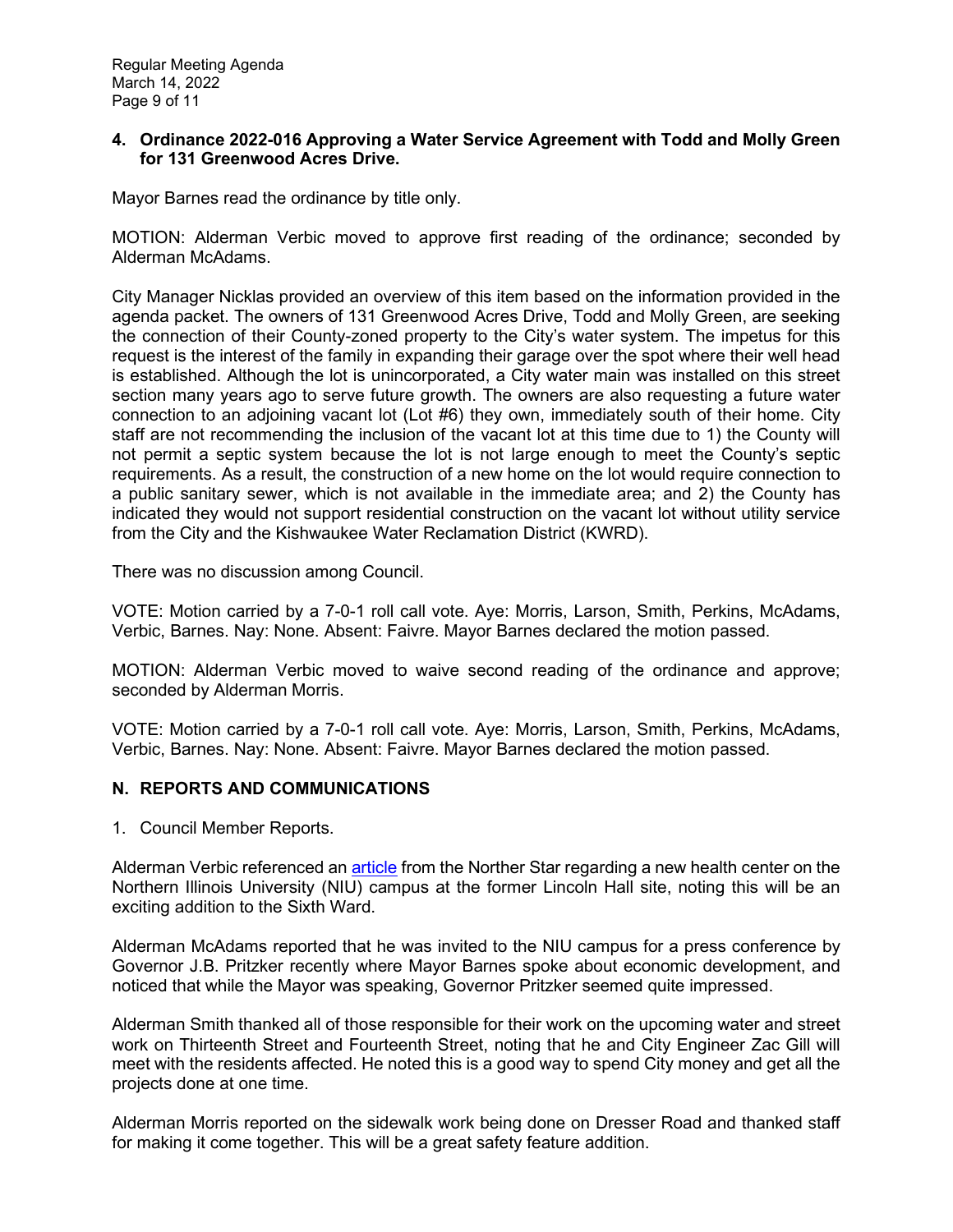**4. Ordinance 2022-016 Approving a Water Service Agreement with Todd and Molly Green for 131 Greenwood Acres Drive.**

Mayor Barnes read the ordinance by title only.

MOTION: Alderman Verbic moved to approve first reading of the ordinance; seconded by Alderman McAdams.

City Manager Nicklas provided an overview of this item based on the information provided in the agenda packet. The owners of 131 Greenwood Acres Drive, Todd and Molly Green, are seeking the connection of their County-zoned property to the City's water system. The impetus for this request is the interest of the family in expanding their garage over the spot where their well head is established. Although the lot is unincorporated, a City water main was installed on this street section many years ago to serve future growth. The owners are also requesting a future water connection to an adjoining vacant lot (Lot #6) they own, immediately south of their home. City staff are not recommending the inclusion of the vacant lot at this time due to 1) the County will not permit a septic system because the lot is not large enough to meet the County's septic requirements. As a result, the construction of a new home on the lot would require connection to a public sanitary sewer, which is not available in the immediate area; and 2) the County has indicated they would not support residential construction on the vacant lot without utility service from the City and the Kishwaukee Water Reclamation District (KWRD).

There was no discussion among Council.

VOTE: Motion carried by a 7-0-1 roll call vote. Aye: Morris, Larson, Smith, Perkins, McAdams, Verbic, Barnes. Nay: None. Absent: Faivre. Mayor Barnes declared the motion passed.

MOTION: Alderman Verbic moved to waive second reading of the ordinance and approve; seconded by Alderman Morris.

VOTE: Motion carried by a 7-0-1 roll call vote. Aye: Morris, Larson, Smith, Perkins, McAdams, Verbic, Barnes. Nay: None. Absent: Faivre. Mayor Barnes declared the motion passed.

## N. REPORTS AND COMMUNICATIONS

1. Council Member Reports.

Alderman Verbic referenced an article from the Norther Star regarding a new health center on the Northern Illinois University (NIU) campus at the former Lincoln Hall site, noting this will be an exciting addition to the Sixth Ward.

Alderman McAdams reported that he was invited to the NIU campus for a press conference by Governor J.B. Pritzker recently where Mayor Barnes spoke about economic development, and noticed that while the Mayor was speaking, Governor Pritzker seemed quite impressed.

Alderman Smith thanked all of those responsible for their work on the upcoming water and street work on Thirteenth Street and Fourteenth Street, noting that he and City Engineer Zac Gill will meet with the residents affected. He noted this is a good way to spend City money and get all the projects done at one time.

Alderman Morris reported on the sidewalk work being done on Dresser Road and thanked staff for making it come together. This will be a great safety feature addition.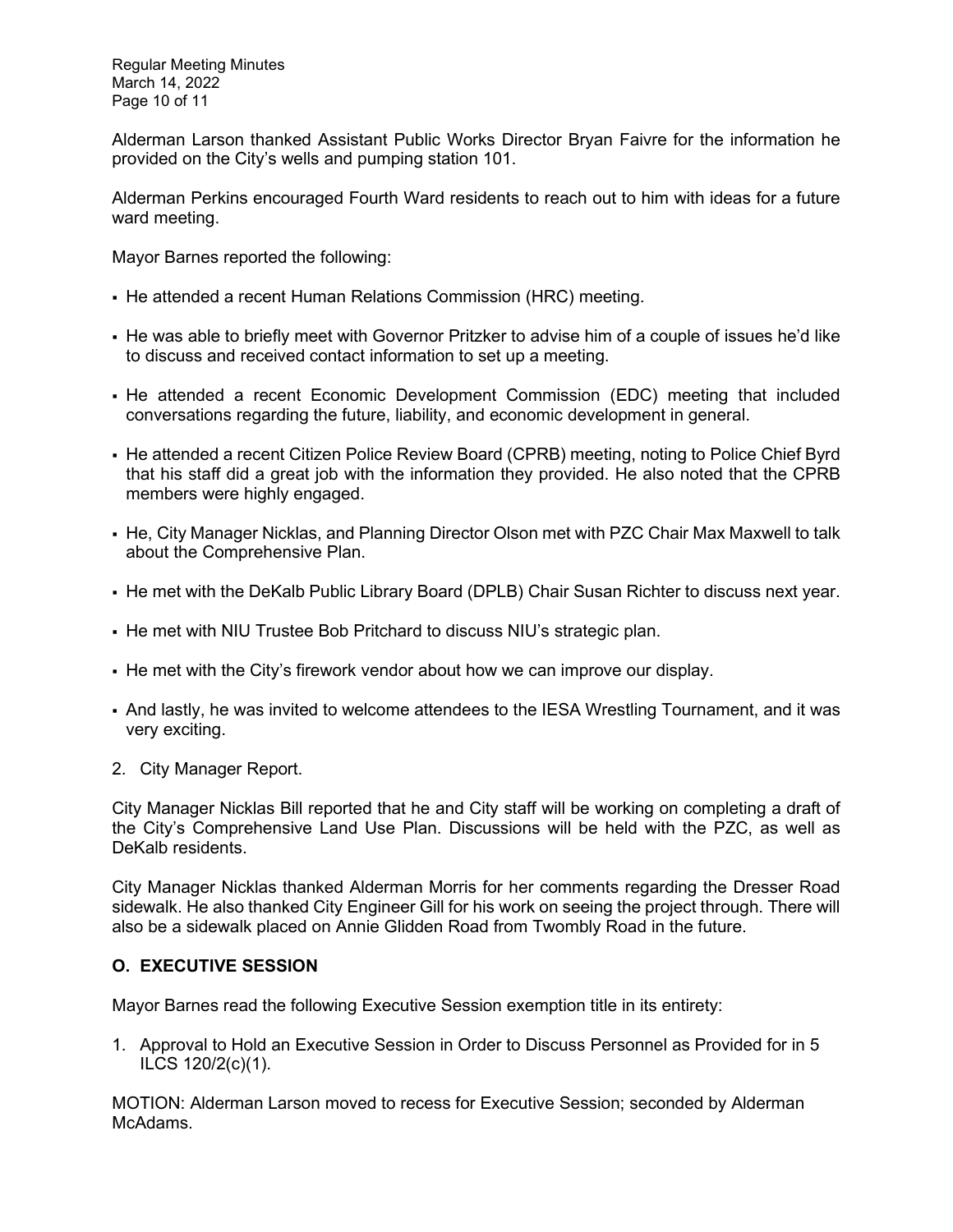Alderman Larson thanked Assistant Public Works Director Bryan Faivre for the information he provided on the City's wells and pumping station 101.

Alderman Perkins encouraged Fourth Ward residents to reach out to him with ideas for a future ward meeting.

Mayor Barnes reported the following:

- He attended a recent Human Relations Commission (HRC) meeting.
- He was able to briefly meet with Governor Pritzker to advise him of a couple of issues he'd like to discuss and received contact information to set up a meeting.
- He attended a recent Economic Development Commission (EDC) meeting that included conversations regarding the future, liability, and economic development in general.
- He attended a recent Citizen Police Review Board (CPRB) meeting, noting to Police Chief Byrd that his staff did a great job with the information they provided. He also noted that the CPRB members were highly engaged.
- He, City Manager Nicklas, and Planning Director Olson met with PZC Chair Max Maxwell to talk about the Comprehensive Plan.
- He met with the DeKalb Public Library Board (DPLB) Chair Susan Richter to discuss next year.
- He met with NIU Trustee Bob Pritchard to discuss NIU's strategic plan.
- He met with the City's firework vendor about how we can improve our display.
- And lastly, he was invited to welcome attendees to the IESA Wrestling Tournament, and it was very exciting.

2. City Manager Report.

City Manager Nicklas Bill reported that he and City staff will be working on completing a draft of the City's Comprehensive Land Use Plan. Discussions will be held with the PZC, as well as DeKalb residents.

City Manager Nicklas thanked Alderman Morris for her comments regarding the Dresser Road sidewalk. He also thanked City Engineer Gill for his work on seeing the project through. There will also be a sidewalk placed on Annie Glidden Road from Twombly Road in the future.

## O. EXECUTIVE SESSION

Mayor Barnes read the following Executive Session exemption title in its entirety:

1. Approval to Hold an Executive Session in Order to Discuss Personnel as Provided for in 5 ILCS 120/2(c)(1).

MOTION: Alderman Larson moved to recess for Executive Session; seconded by Alderman McAdams.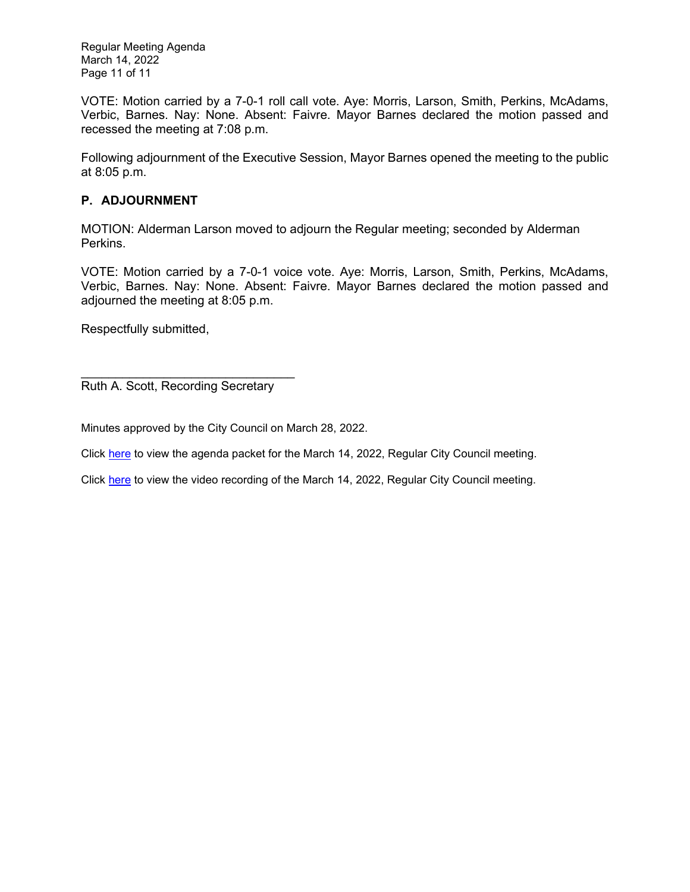VOTE: Motion carried by a 7-0-1 roll call vote. Aye: Morris, Larson, Smith, Perkins, McAdams, Verbic, Barnes. Nay: None. Absent: Faivre. Mayor Barnes declared the motion passed and recessed the meeting at 7:08 p.m.

Following adjournment of the Executive Session, Mayor Barnes opened the meeting to the public at 8:05 p.m.

## P. ADJOURNMENT

MOTION: Alderman Larson moved to adjourn the Regular meeting; seconded by Alderman Perkins.

VOTE: Motion carried by a 7-0-1 voice vote. Aye: Morris, Larson, Smith, Perkins, McAdams, Verbic, Barnes. Nay: None. Absent: Faivre. Mayor Barnes declared the motion passed and adjourned the meeting at 8:05 p.m.

Respectfully submitted,

\_\_\_\_\_\_\_\_\_\_\_\_\_\_\_\_\_\_\_\_\_\_\_\_\_\_\_\_\_\_\_\_
Ruth A. Scott, Recording Secretary

Minutes approved by the City Council on March 28, 2022.

Click here to view the agenda packet for the March 14, 2022, Regular City Council meeting.

Click here to view the video recording of the March 14, 2022, Regular City Council meeting.